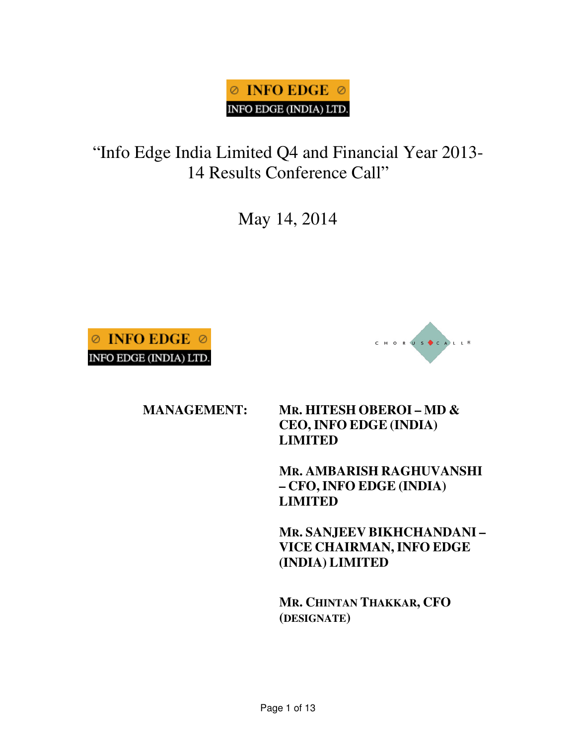**INFO EDGE**

**INFO EDGE (INDIA) LTD.**

# "Info Edge India Limited Q4 and Financial Year 2013-14 Results Conference Call"

May 14, 2014

**INFO EDGE**

**INFO EDGE (INDIA) LTD.**

CHORUS CALL®

**MANAGEMENT:**

**MR. HITESH OBEROI – MD & CEO, INFO EDGE (INDIA) LIMITED**

**MR. AMBARISH RAGHUVANSHI – CFO, INFO EDGE (INDIA) LIMITED**

**MR. SANJEEV BIKHCHANDANI – VICE CHAIRMAN, INFO EDGE (INDIA) LIMITED**

**MR. CHINTAN THAKKAR, CFO (DESIGNATE)**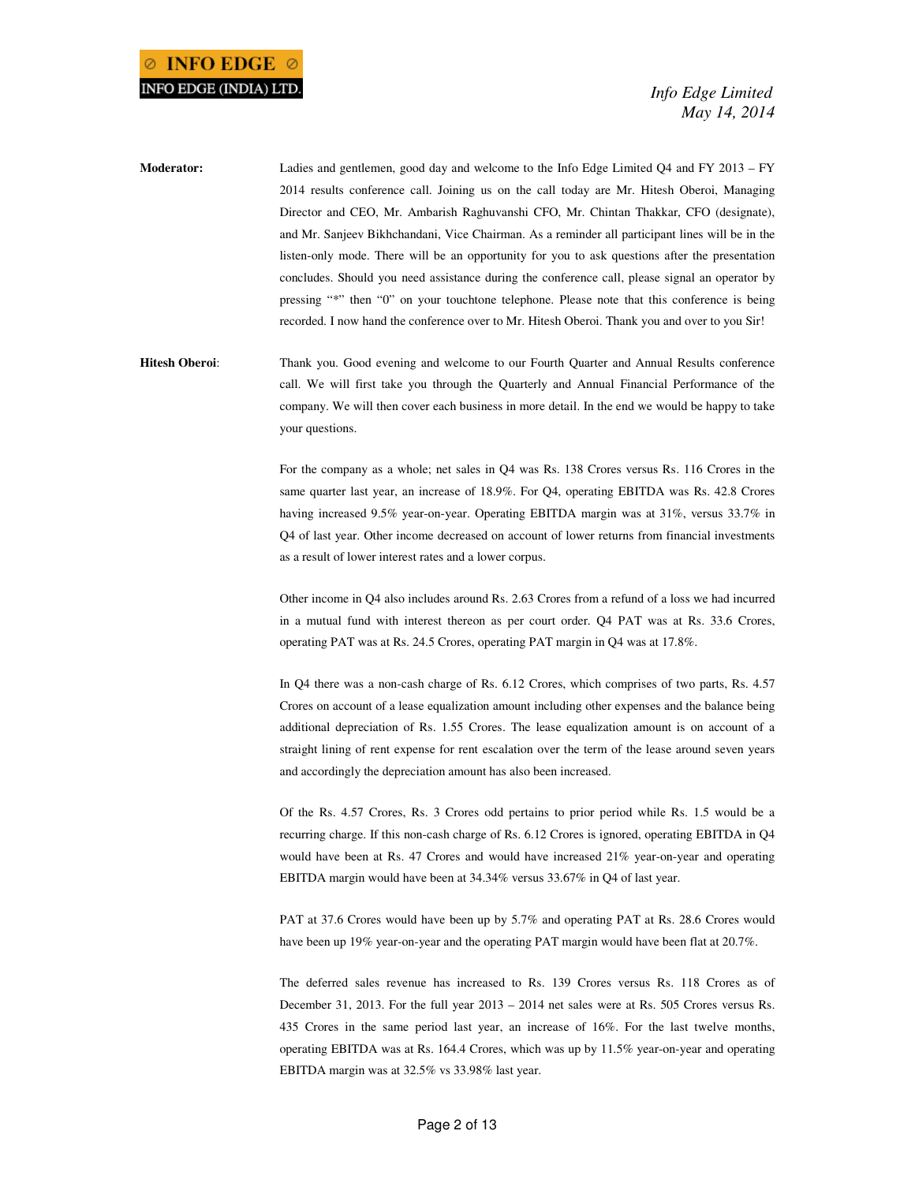**Moderator:** Ladies and gentlemen, good day and welcome to the Info Edge Limited Q4 and FY 2013 – FY 2014 results conference call. Joining us on the call today are Mr. Hitesh Oberoi, Managing Director and CEO, Mr. Ambarish Raghuvanshi CFO, Mr. Chintan Thakkar, CFO (designate), and Mr. Sanjeev Bikhchandani, Vice Chairman. As a reminder all participant lines will be in the listen-only mode. There will be an opportunity for you to ask questions after the presentation concludes. Should you need assistance during the conference call, please signal an operator by pressing "*" then "0" on your touchtone telephone. Please note that this conference is being recorded. I now hand the conference over to Mr. Hitesh Oberoi. Thank you and over to you Sir!

**Hitesh Oberoi**: Thank you. Good evening and welcome to our Fourth Quarter and Annual Results conference call. We will first take you through the Quarterly and Annual Financial Performance of the company. We will then cover each business in more detail. In the end we would be happy to take your questions.

For the company as a whole; net sales in Q4 was Rs. 138 Crores versus Rs. 116 Crores in the same quarter last year, an increase of 18.9%. For Q4, operating EBITDA was Rs. 42.8 Crores having increased 9.5% year-on-year. Operating EBITDA margin was at 31%, versus 33.7% in Q4 of last year. Other income decreased on account of lower returns from financial investments as a result of lower interest rates and a lower corpus.

Other income in Q4 also includes around Rs. 2.63 Crores from a refund of a loss we had incurred in a mutual fund with interest thereon as per court order. Q4 PAT was at Rs. 33.6 Crores, operating PAT was at Rs. 24.5 Crores, operating PAT margin in Q4 was at 17.8%.

In Q4 there was a non-cash charge of Rs. 6.12 Crores, which comprises of two parts, Rs. 4.57 Crores on account of a lease equalization amount including other expenses and the balance being additional depreciation of Rs. 1.55 Crores. The lease equalization amount is on account of a straight lining of rent expense for rent escalation over the term of the lease around seven years and accordingly the depreciation amount has also been increased.

Of the Rs. 4.57 Crores, Rs. 3 Crores odd pertains to prior period while Rs. 1.5 would be a recurring charge. If this non-cash charge of Rs. 6.12 Crores is ignored, operating EBITDA in Q4 would have been at Rs. 47 Crores and would have increased 21% year-on-year and operating EBITDA margin would have been at 34.34% versus 33.67% in Q4 of last year.

PAT at 37.6 Crores would have been up by 5.7% and operating PAT at Rs. 28.6 Crores would have been up 19% year-on-year and the operating PAT margin would have been flat at 20.7%.

The deferred sales revenue has increased to Rs. 139 Crores versus Rs. 118 Crores as of December 31, 2013. For the full year 2013 – 2014 net sales were at Rs. 505 Crores versus Rs. 435 Crores in the same period last year, an increase of 16%. For the last twelve months, operating EBITDA was at Rs. 164.4 Crores, which was up by 11.5% year-on-year and operating EBITDA margin was at 32.5% vs 33.98% last year.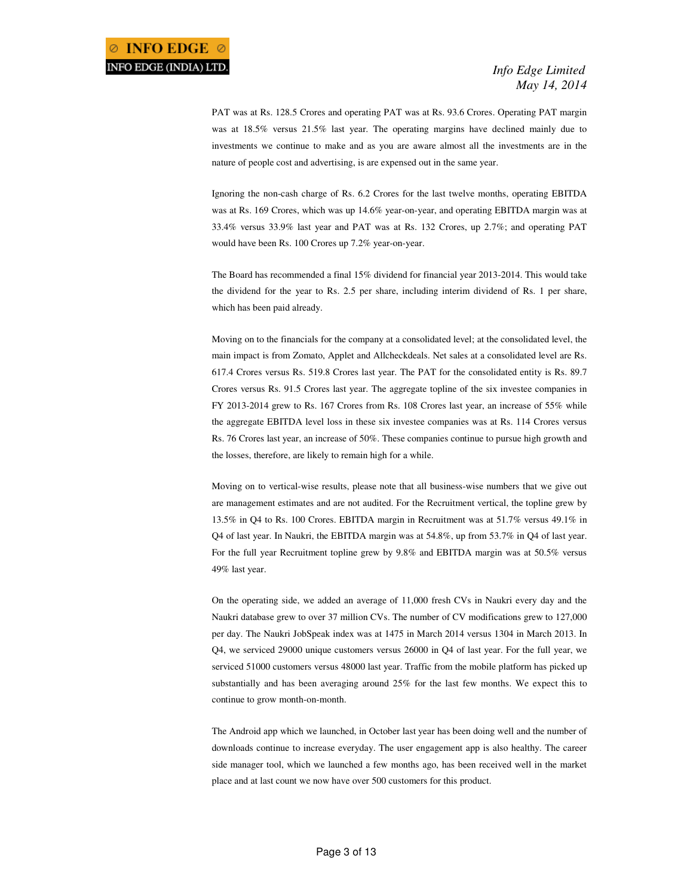PAT was at Rs. 128.5 Crores and operating PAT was at Rs. 93.6 Crores. Operating PAT margin was at 18.5% versus 21.5% last year. The operating margins have declined mainly due to investments we continue to make and as you are aware almost all the investments are in the nature of people cost and advertising, is are expensed out in the same year.

Ignoring the non-cash charge of Rs. 6.2 Crores for the last twelve months, operating EBITDA was at Rs. 169 Crores, which was up 14.6% year-on-year, and operating EBITDA margin was at 33.4% versus 33.9% last year and PAT was at Rs. 132 Crores, up 2.7%; and operating PAT would have been Rs. 100 Crores up 7.2% year-on-year.

The Board has recommended a final 15% dividend for financial year 2013-2014. This would take the dividend for the year to Rs. 2.5 per share, including interim dividend of Rs. 1 per share, which has been paid already.

Moving on to the financials for the company at a consolidated level; at the consolidated level, the main impact is from Zomato, Applet and Allcheckdeals. Net sales at a consolidated level are Rs. 617.4 Crores versus Rs. 519.8 Crores last year. The PAT for the consolidated entity is Rs. 89.7 Crores versus Rs. 91.5 Crores last year. The aggregate topline of the six investee companies in FY 2013-2014 grew to Rs. 167 Crores from Rs. 108 Crores last year, an increase of 55% while the aggregate EBITDA level loss in these six investee companies was at Rs. 114 Crores versus Rs. 76 Crores last year, an increase of 50%. These companies continue to pursue high growth and the losses, therefore, are likely to remain high for a while.

Moving on to vertical-wise results, please note that all business-wise numbers that we give out are management estimates and are not audited. For the Recruitment vertical, the topline grew by 13.5% in Q4 to Rs. 100 Crores. EBITDA margin in Recruitment was at 51.7% versus 49.1% in Q4 of last year. In Naukri, the EBITDA margin was at 54.8%, up from 53.7% in Q4 of last year. For the full year Recruitment topline grew by 9.8% and EBITDA margin was at 50.5% versus 49% last year.

On the operating side, we added an average of 11,000 fresh CVs in Naukri every day and the Naukri database grew to over 37 million CVs. The number of CV modifications grew to 127,000 per day. The Naukri JobSpeak index was at 1475 in March 2014 versus 1304 in March 2013. In Q4, we serviced 29000 unique customers versus 26000 in Q4 of last year. For the full year, we serviced 51000 customers versus 48000 last year. Traffic from the mobile platform has picked up substantially and has been averaging around 25% for the last few months. We expect this to continue to grow month-on-month.

The Android app which we launched, in October last year has been doing well and the number of downloads continue to increase everyday. The user engagement app is also healthy. The career side manager tool, which we launched a few months ago, has been received well in the market place and at last count we now have over 500 customers for this product.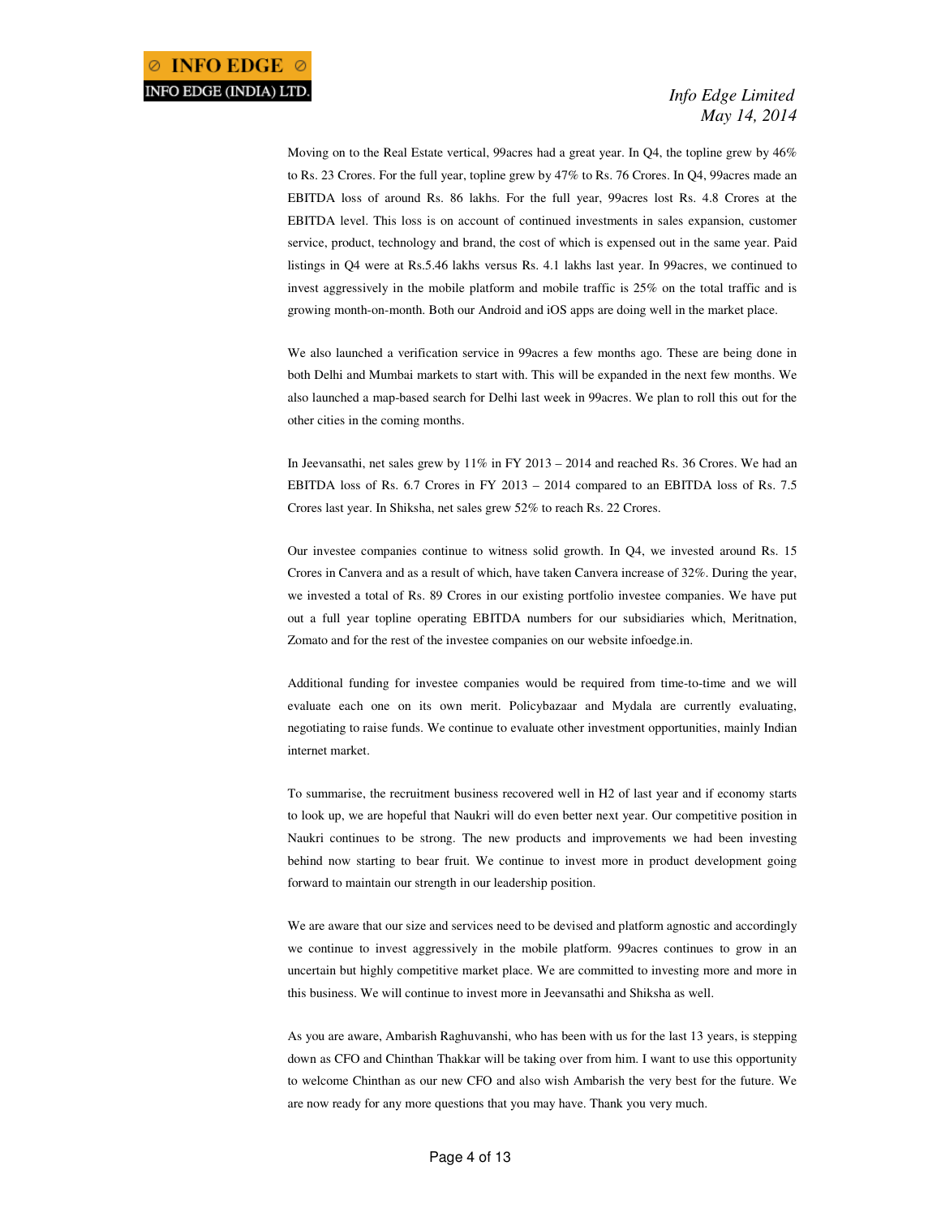Moving on to the Real Estate vertical, 99acres had a great year. In Q4, the topline grew by 46% to Rs. 23 Crores. For the full year, topline grew by 47% to Rs. 76 Crores. In Q4, 99acres made an EBITDA loss of around Rs. 86 lakhs. For the full year, 99acres lost Rs. 4.8 Crores at the EBITDA level. This loss is on account of continued investments in sales expansion, customer service, product, technology and brand, the cost of which is expensed out in the same year. Paid listings in Q4 were at Rs.5.46 lakhs versus Rs. 4.1 lakhs last year. In 99acres, we continued to invest aggressively in the mobile platform and mobile traffic is 25% on the total traffic and is growing month-on-month. Both our Android and iOS apps are doing well in the market place.

We also launched a verification service in 99acres a few months ago. These are being done in both Delhi and Mumbai markets to start with. This will be expanded in the next few months. We also launched a map-based search for Delhi last week in 99acres. We plan to roll this out for the other cities in the coming months.

In Jeevansathi, net sales grew by 11% in FY 2013 – 2014 and reached Rs. 36 Crores. We had an EBITDA loss of Rs. 6.7 Crores in FY 2013 – 2014 compared to an EBITDA loss of Rs. 7.5 Crores last year. In Shiksha, net sales grew 52% to reach Rs. 22 Crores.

Our investee companies continue to witness solid growth. In Q4, we invested around Rs. 15 Crores in Canvera and as a result of which, have taken Canvera increase of 32%. During the year, we invested a total of Rs. 89 Crores in our existing portfolio investee companies. We have put out a full year topline operating EBITDA numbers for our subsidiaries which, Meritnation, Zomato and for the rest of the investee companies on our website infoedge.in.

Additional funding for investee companies would be required from time-to-time and we will evaluate each one on its own merit. Policybazaar and Mydala are currently evaluating, negotiating to raise funds. We continue to evaluate other investment opportunities, mainly Indian internet market.

To summarise, the recruitment business recovered well in H2 of last year and if economy starts to look up, we are hopeful that Naukri will do even better next year. Our competitive position in Naukri continues to be strong. The new products and improvements we had been investing behind now starting to bear fruit. We continue to invest more in product development going forward to maintain our strength in our leadership position.

We are aware that our size and services need to be devised and platform agnostic and accordingly we continue to invest aggressively in the mobile platform. 99acres continues to grow in an uncertain but highly competitive market place. We are committed to investing more and more in this business. We will continue to invest more in Jeevansathi and Shiksha as well.

As you are aware, Ambarish Raghuvanshi, who has been with us for the last 13 years, is stepping down as CFO and Chinthan Thakkar will be taking over from him. I want to use this opportunity to welcome Chinthan as our new CFO and also wish Ambarish the very best for the future. We are now ready for any more questions that you may have. Thank you very much.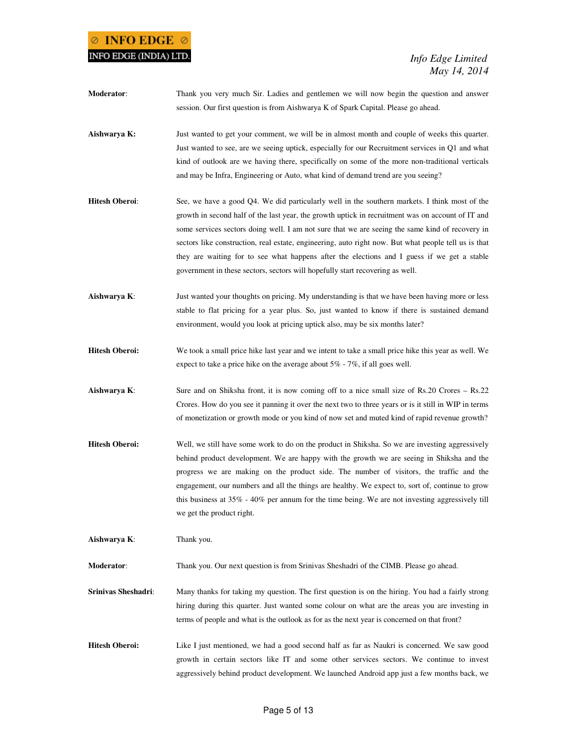**Moderator**: Thank you very much Sir. Ladies and gentlemen we will now begin the question and answer session. Our first question is from Aishwarya K of Spark Capital. Please go ahead.

**Aishwarya K:** Just wanted to get your comment, we will be in almost month and couple of weeks this quarter. Just wanted to see, are we seeing uptick, especially for our Recruitment services in Q1 and what kind of outlook are we having there, specifically on some of the more non-traditional verticals and may be Infra, Engineering or Auto, what kind of demand trend are you seeing?

**Hitesh Oberoi**: See, we have a good Q4. We did particularly well in the southern markets. I think most of the growth in second half of the last year, the growth uptick in recruitment was on account of IT and some services sectors doing well. I am not sure that we are seeing the same kind of recovery in sectors like construction, real estate, engineering, auto right now. But what people tell us is that they are waiting for to see what happens after the elections and I guess if we get a stable government in these sectors, sectors will hopefully start recovering as well.

**Aishwarya K**: Just wanted your thoughts on pricing. My understanding is that we have been having more or less stable to flat pricing for a year plus. So, just wanted to know if there is sustained demand environment, would you look at pricing uptick also, may be six months later?

**Hitesh Oberoi:** We took a small price hike last year and we intent to take a small price hike this year as well. We expect to take a price hike on the average about 5% - 7%, if all goes well.

**Aishwarya K**: Sure and on Shiksha front, it is now coming off to a nice small size of Rs.20 Crores – Rs.22 Crores. How do you see it panning it over the next two to three years or is it still in WIP in terms of monetization or growth mode or you kind of now set and muted kind of rapid revenue growth?

**Hitesh Oberoi:** Well, we still have some work to do on the product in Shiksha. So we are investing aggressively behind product development. We are happy with the growth we are seeing in Shiksha and the progress we are making on the product side. The number of visitors, the traffic and the engagement, our numbers and all the things are healthy. We expect to, sort of, continue to grow this business at 35% - 40% per annum for the time being. We are not investing aggressively till we get the product right.

**Aishwarya K**: Thank you.

**Moderator**: Thank you. Our next question is from Srinivas Sheshadri of the CIMB. Please go ahead.

**Srinivas Sheshadri**: Many thanks for taking my question. The first question is on the hiring. You had a fairly strong hiring during this quarter. Just wanted some colour on what are the areas you are investing in terms of people and what is the outlook as for as the next year is concerned on that front?

**Hitesh Oberoi:** Like I just mentioned, we had a good second half as far as Naukri is concerned. We saw good growth in certain sectors like IT and some other services sectors. We continue to invest aggressively behind product development. We launched Android app just a few months back, we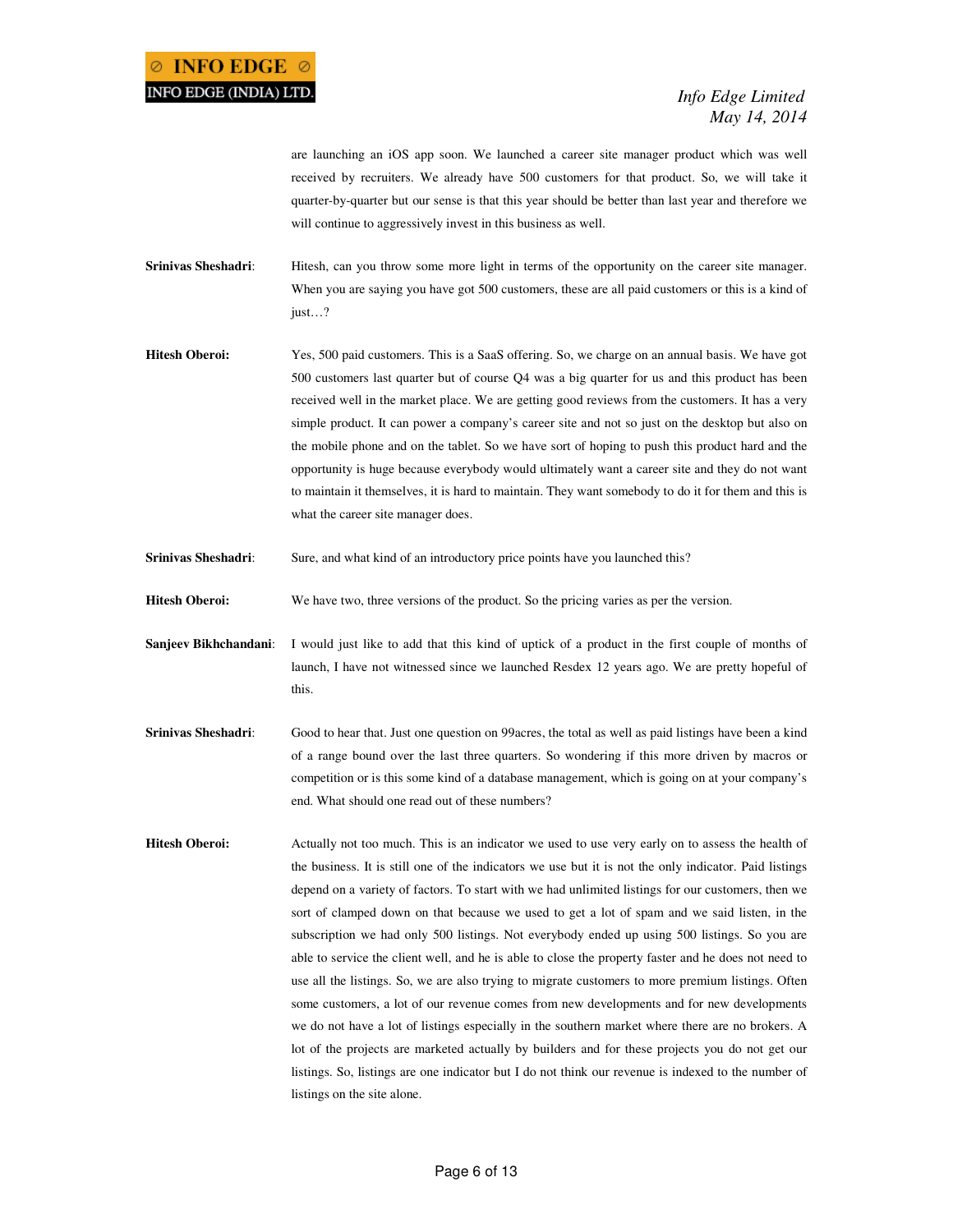are launching an iOS app soon. We launched a career site manager product which was well received by recruiters. We already have 500 customers for that product. So, we will take it quarter-by-quarter but our sense is that this year should be better than last year and therefore we will continue to aggressively invest in this business as well.

**Srinivas Sheshadri**: Hitesh, can you throw some more light in terms of the opportunity on the career site manager. When you are saying you have got 500 customers, these are all paid customers or this is a kind of just…?

**Hitesh Oberoi:** Yes, 500 paid customers. This is a SaaS offering. So, we charge on an annual basis. We have got 500 customers last quarter but of course Q4 was a big quarter for us and this product has been received well in the market place. We are getting good reviews from the customers. It has a very simple product. It can power a company's career site and not so just on the desktop but also on the mobile phone and on the tablet. So we have sort of hoping to push this product hard and the opportunity is huge because everybody would ultimately want a career site and they do not want to maintain it themselves, it is hard to maintain. They want somebody to do it for them and this is what the career site manager does.

**Srinivas Sheshadri**: Sure, and what kind of an introductory price points have you launched this?

**Hitesh Oberoi:** We have two, three versions of the product. So the pricing varies as per the version.

**Sanjeev Bikhchandani**: I would just like to add that this kind of uptick of a product in the first couple of months of launch, I have not witnessed since we launched Resdex 12 years ago. We are pretty hopeful of this.

**Srinivas Sheshadri**: Good to hear that. Just one question on 99acres, the total as well as paid listings have been a kind of a range bound over the last three quarters. So wondering if this more driven by macros or competition or is this some kind of a database management, which is going on at your company's end. What should one read out of these numbers?

**Hitesh Oberoi:** Actually not too much. This is an indicator we used to use very early on to assess the health of the business. It is still one of the indicators we use but it is not the only indicator. Paid listings depend on a variety of factors. To start with we had unlimited listings for our customers, then we sort of clamped down on that because we used to get a lot of spam and we said listen, in the subscription we had only 500 listings. Not everybody ended up using 500 listings. So you are able to service the client well, and he is able to close the property faster and he does not need to use all the listings. So, we are also trying to migrate customers to more premium listings. Often some customers, a lot of our revenue comes from new developments and for new developments we do not have a lot of listings especially in the southern market where there are no brokers. A lot of the projects are marketed actually by builders and for these projects you do not get our listings. So, listings are one indicator but I do not think our revenue is indexed to the number of listings on the site alone.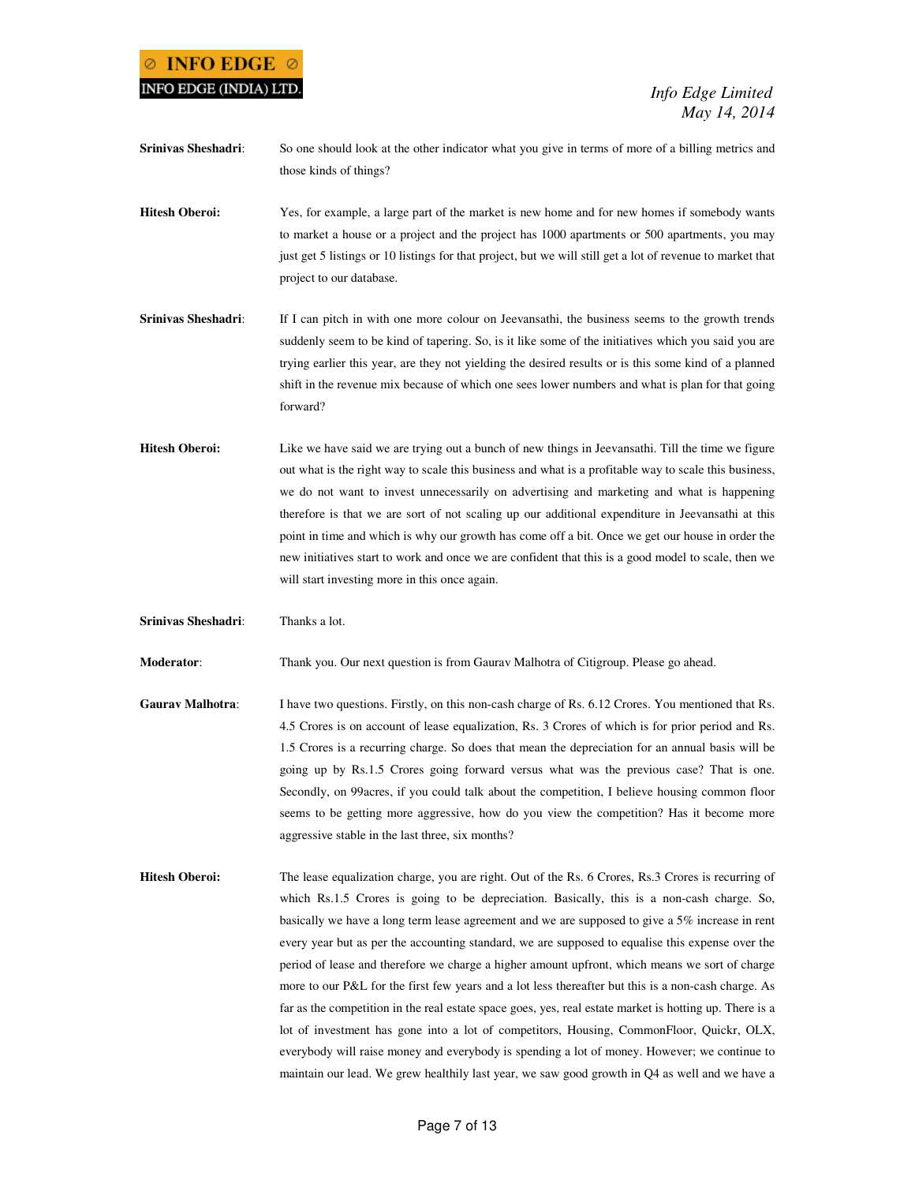**Srinivas Sheshadri**: So one should look at the other indicator what you give in terms of more of a billing metrics and those kinds of things?

**Hitesh Oberoi:** Yes, for example, a large part of the market is new home and for new homes if somebody wants to market a house or a project and the project has 1000 apartments or 500 apartments, you may just get 5 listings or 10 listings for that project, but we will still get a lot of revenue to market that project to our database.

**Srinivas Sheshadri**: If I can pitch in with one more colour on Jeevansathi, the business seems to the growth trends suddenly seem to be kind of tapering. So, is it like some of the initiatives which you said you are trying earlier this year, are they not yielding the desired results or is this some kind of a planned shift in the revenue mix because of which one sees lower numbers and what is plan for that going forward?

**Hitesh Oberoi:** Like we have said we are trying out a bunch of new things in Jeevansathi. Till the time we figure out what is the right way to scale this business and what is a profitable way to scale this business, we do not want to invest unnecessarily on advertising and marketing and what is happening therefore is that we are sort of not scaling up our additional expenditure in Jeevansathi at this point in time and which is why our growth has come off a bit. Once we get our house in order the new initiatives start to work and once we are confident that this is a good model to scale, then we will start investing more in this once again.

**Srinivas Sheshadri**: Thanks a lot.

**Moderator**: Thank you. Our next question is from Gaurav Malhotra of Citigroup. Please go ahead.

**Gaurav Malhotra**: I have two questions. Firstly, on this non-cash charge of Rs. 6.12 Crores. You mentioned that Rs. 4.5 Crores is on account of lease equalization, Rs. 3 Crores of which is for prior period and Rs. 1.5 Crores is a recurring charge. So does that mean the depreciation for an annual basis will be going up by Rs.1.5 Crores going forward versus what was the previous case? That is one. Secondly, on 99acres, if you could talk about the competition, I believe housing common floor seems to be getting more aggressive, how do you view the competition? Has it become more aggressive stable in the last three, six months?

**Hitesh Oberoi:** The lease equalization charge, you are right. Out of the Rs. 6 Crores, Rs.3 Crores is recurring of which Rs.1.5 Crores is going to be depreciation. Basically, this is a non-cash charge. So, basically we have a long term lease agreement and we are supposed to give a 5% increase in rent every year but as per the accounting standard, we are supposed to equalise this expense over the period of lease and therefore we charge a higher amount upfront, which means we sort of charge more to our P&L for the first few years and a lot less thereafter but this is a non-cash charge. As far as the competition in the real estate space goes, yes, real estate market is hotting up. There is a lot of investment has gone into a lot of competitors, Housing, CommonFloor, Quickr, OLX, everybody will raise money and everybody is spending a lot of money. However; we continue to maintain our lead. We grew healthily last year, we saw good growth in Q4 as well and we have a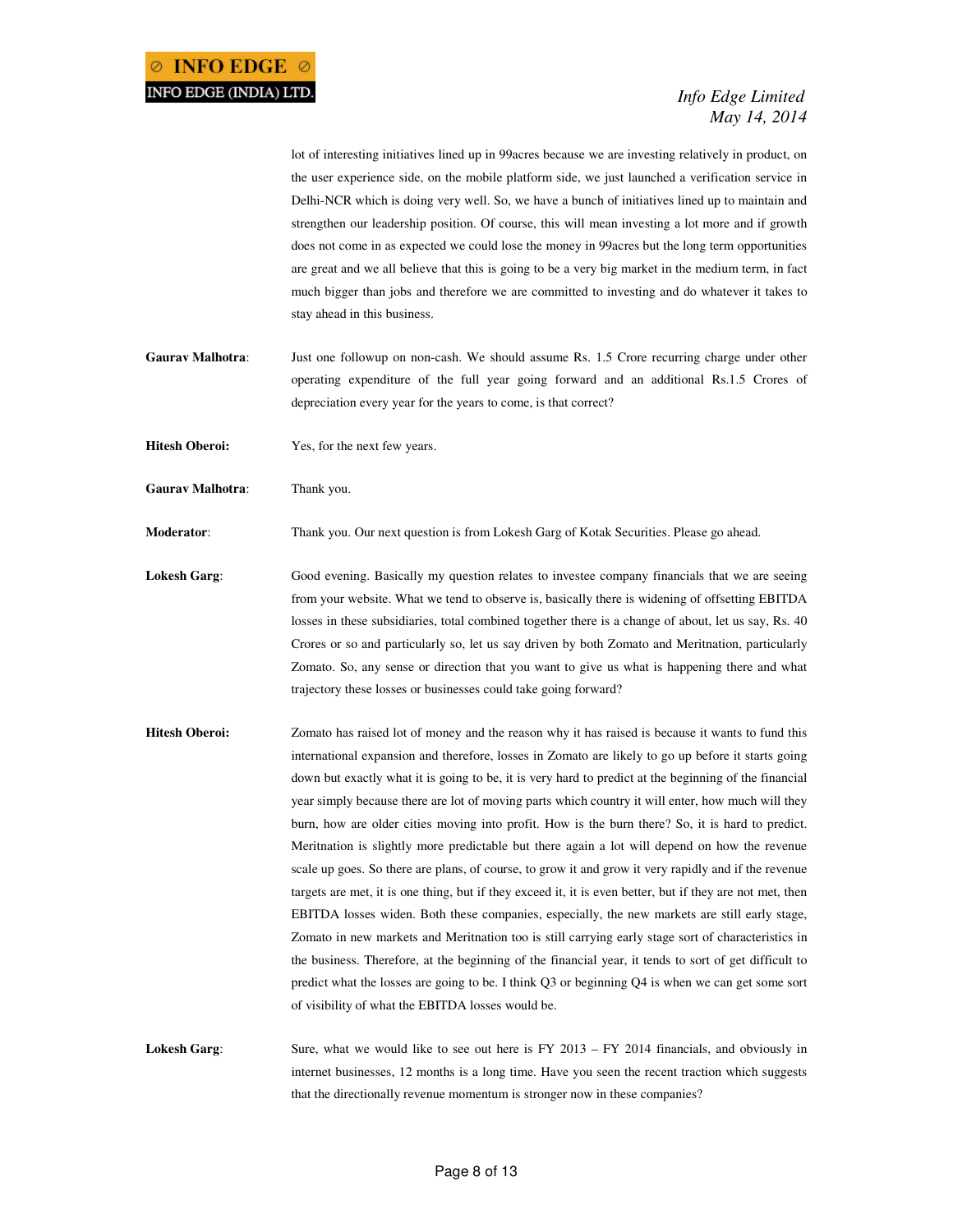lot of interesting initiatives lined up in 99acres because we are investing relatively in product, on the user experience side, on the mobile platform side, we just launched a verification service in Delhi-NCR which is doing very well. So, we have a bunch of initiatives lined up to maintain and strengthen our leadership position. Of course, this will mean investing a lot more and if growth does not come in as expected we could lose the money in 99acres but the long term opportunities are great and we all believe that this is going to be a very big market in the medium term, in fact much bigger than jobs and therefore we are committed to investing and do whatever it takes to stay ahead in this business.

**Gaurav Malhotra**: Just one followup on non-cash. We should assume Rs. 1.5 Crore recurring charge under other operating expenditure of the full year going forward and an additional Rs.1.5 Crores of depreciation every year for the years to come, is that correct?

**Hitesh Oberoi:** Yes, for the next few years.

**Gaurav Malhotra**: Thank you.

**Moderator**: Thank you. Our next question is from Lokesh Garg of Kotak Securities. Please go ahead.

**Lokesh Garg**: Good evening. Basically my question relates to investee company financials that we are seeing from your website. What we tend to observe is, basically there is widening of offsetting EBITDA losses in these subsidiaries, total combined together there is a change of about, let us say, Rs. 40 Crores or so and particularly so, let us say driven by both Zomato and Meritnation, particularly Zomato. So, any sense or direction that you want to give us what is happening there and what trajectory these losses or businesses could take going forward?

**Hitesh Oberoi:** Zomato has raised lot of money and the reason why it has raised is because it wants to fund this international expansion and therefore, losses in Zomato are likely to go up before it starts going down but exactly what it is going to be, it is very hard to predict at the beginning of the financial year simply because there are lot of moving parts which country it will enter, how much will they burn, how are older cities moving into profit. How is the burn there? So, it is hard to predict. Meritnation is slightly more predictable but there again a lot will depend on how the revenue scale up goes. So there are plans, of course, to grow it and grow it very rapidly and if the revenue targets are met, it is one thing, but if they exceed it, it is even better, but if they are not met, then EBITDA losses widen. Both these companies, especially, the new markets are still early stage, Zomato in new markets and Meritnation too is still carrying early stage sort of characteristics in the business. Therefore, at the beginning of the financial year, it tends to sort of get difficult to predict what the losses are going to be. I think Q3 or beginning Q4 is when we can get some sort of visibility of what the EBITDA losses would be.

**Lokesh Garg**: Sure, what we would like to see out here is FY 2013 – FY 2014 financials, and obviously in internet businesses, 12 months is a long time. Have you seen the recent traction which suggests that the directionally revenue momentum is stronger now in these companies?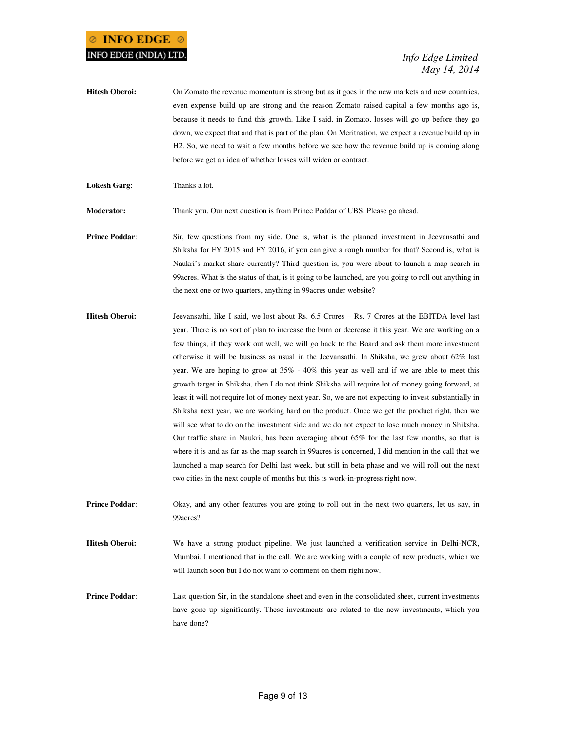**Hitesh Oberoi:** On Zomato the revenue momentum is strong but as it goes in the new markets and new countries, even expense build up are strong and the reason Zomato raised capital a few months ago is, because it needs to fund this growth. Like I said, in Zomato, losses will go up before they go down, we expect that and that is part of the plan. On Meritnation, we expect a revenue build up in H2. So, we need to wait a few months before we see how the revenue build up is coming along before we get an idea of whether losses will widen or contract.

**Lokesh Garg**: Thanks a lot.

**Moderator:** Thank you. Our next question is from Prince Poddar of UBS. Please go ahead.

**Prince Poddar**: Sir, few questions from my side. One is, what is the planned investment in Jeevansathi and Shiksha for FY 2015 and FY 2016, if you can give a rough number for that? Second is, what is Naukri's market share currently? Third question is, you were about to launch a map search in 99acres. What is the status of that, is it going to be launched, are you going to roll out anything in the next one or two quarters, anything in 99acres under website?

**Hitesh Oberoi:** Jeevansathi, like I said, we lost about Rs. 6.5 Crores – Rs. 7 Crores at the EBITDA level last year. There is no sort of plan to increase the burn or decrease it this year. We are working on a few things, if they work out well, we will go back to the Board and ask them more investment otherwise it will be business as usual in the Jeevansathi. In Shiksha, we grew about 62% last year. We are hoping to grow at 35% - 40% this year as well and if we are able to meet this growth target in Shiksha, then I do not think Shiksha will require lot of money going forward, at least it will not require lot of money next year. So, we are not expecting to invest substantially in Shiksha next year, we are working hard on the product. Once we get the product right, then we will see what to do on the investment side and we do not expect to lose much money in Shiksha. Our traffic share in Naukri, has been averaging about 65% for the last few months, so that is where it is and as far as the map search in 99acres is concerned, I did mention in the call that we launched a map search for Delhi last week, but still in beta phase and we will roll out the next two cities in the next couple of months but this is work-in-progress right now.

**Prince Poddar**: Okay, and any other features you are going to roll out in the next two quarters, let us say, in 99acres?

**Hitesh Oberoi:** We have a strong product pipeline. We just launched a verification service in Delhi-NCR, Mumbai. I mentioned that in the call. We are working with a couple of new products, which we will launch soon but I do not want to comment on them right now.

**Prince Poddar**: Last question Sir, in the standalone sheet and even in the consolidated sheet, current investments have gone up significantly. These investments are related to the new investments, which you have done?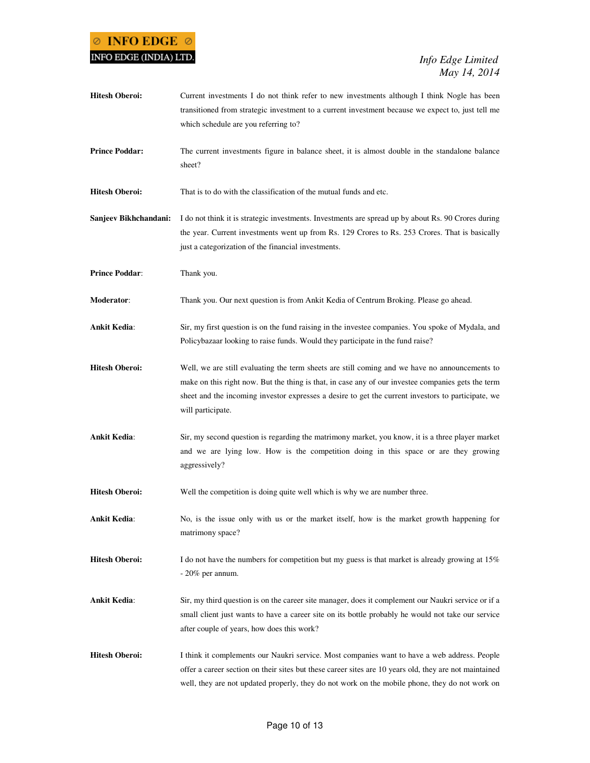**Hitesh Oberoi:** Current investments I do not think refer to new investments although I think Nogle has been transitioned from strategic investment to a current investment because we expect to, just tell me which schedule are you referring to?

**Prince Poddar:** The current investments figure in balance sheet, it is almost double in the standalone balance sheet?

**Hitesh Oberoi:** That is to do with the classification of the mutual funds and etc.

**Sanjeev Bikhchandani:** I do not think it is strategic investments. Investments are spread up by about Rs. 90 Crores during the year. Current investments went up from Rs. 129 Crores to Rs. 253 Crores. That is basically just a categorization of the financial investments.

**Prince Poddar**: Thank you.

**Moderator**: Thank you. Our next question is from Ankit Kedia of Centrum Broking. Please go ahead.

**Ankit Kedia**: Sir, my first question is on the fund raising in the investee companies. You spoke of Mydala, and Policybazaar looking to raise funds. Would they participate in the fund raise?

**Hitesh Oberoi:** Well, we are still evaluating the term sheets are still coming and we have no announcements to make on this right now. But the thing is that, in case any of our investee companies gets the term sheet and the incoming investor expresses a desire to get the current investors to participate, we will participate.

**Ankit Kedia**: Sir, my second question is regarding the matrimony market, you know, it is a three player market and we are lying low. How is the competition doing in this space or are they growing aggressively?

**Hitesh Oberoi:** Well the competition is doing quite well which is why we are number three.

**Ankit Kedia**: No, is the issue only with us or the market itself, how is the market growth happening for matrimony space?

**Hitesh Oberoi:** I do not have the numbers for competition but my guess is that market is already growing at 15% - 20% per annum.

**Ankit Kedia**: Sir, my third question is on the career site manager, does it complement our Naukri service or if a small client just wants to have a career site on its bottle probably he would not take our service after couple of years, how does this work?

**Hitesh Oberoi:** I think it complements our Naukri service. Most companies want to have a web address. People offer a career section on their sites but these career sites are 10 years old, they are not maintained well, they are not updated properly, they do not work on the mobile phone, they do not work on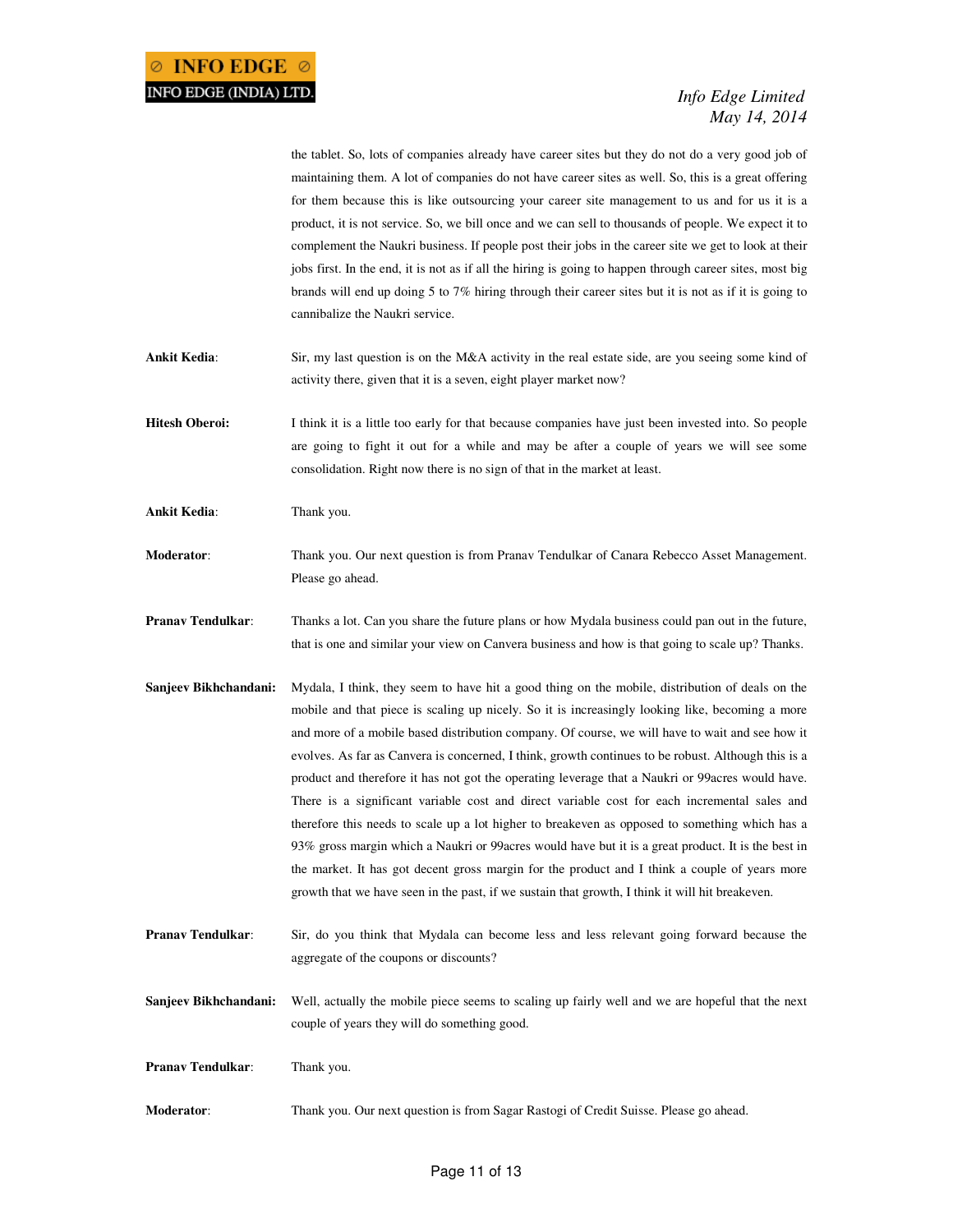the tablet. So, lots of companies already have career sites but they do not do a very good job of maintaining them. A lot of companies do not have career sites as well. So, this is a great offering for them because this is like outsourcing your career site management to us and for us it is a product, it is not service. So, we bill once and we can sell to thousands of people. We expect it to complement the Naukri business. If people post their jobs in the career site we get to look at their jobs first. In the end, it is not as if all the hiring is going to happen through career sites, most big brands will end up doing 5 to 7% hiring through their career sites but it is not as if it is going to cannibalize the Naukri service.

**Ankit Kedia**: Sir, my last question is on the M&A activity in the real estate side, are you seeing some kind of activity there, given that it is a seven, eight player market now?

**Hitesh Oberoi:** I think it is a little too early for that because companies have just been invested into. So people are going to fight it out for a while and may be after a couple of years we will see some consolidation. Right now there is no sign of that in the market at least.

**Ankit Kedia**: Thank you.

**Moderator**: Thank you. Our next question is from Pranav Tendulkar of Canara Rebecco Asset Management. Please go ahead.

**Pranav Tendulkar**: Thanks a lot. Can you share the future plans or how Mydala business could pan out in the future, that is one and similar your view on Canvera business and how is that going to scale up? Thanks.

**Sanjeev Bikhchandani:** Mydala, I think, they seem to have hit a good thing on the mobile, distribution of deals on the mobile and that piece is scaling up nicely. So it is increasingly looking like, becoming a more and more of a mobile based distribution company. Of course, we will have to wait and see how it evolves. As far as Canvera is concerned, I think, growth continues to be robust. Although this is a product and therefore it has not got the operating leverage that a Naukri or 99acres would have. There is a significant variable cost and direct variable cost for each incremental sales and therefore this needs to scale up a lot higher to breakeven as opposed to something which has a 93% gross margin which a Naukri or 99acres would have but it is a great product. It is the best in the market. It has got decent gross margin for the product and I think a couple of years more growth that we have seen in the past, if we sustain that growth, I think it will hit breakeven.

**Pranav Tendulkar**: Sir, do you think that Mydala can become less and less relevant going forward because the aggregate of the coupons or discounts?

**Sanjeev Bikhchandani:** Well, actually the mobile piece seems to scaling up fairly well and we are hopeful that the next couple of years they will do something good.

**Pranav Tendulkar**: Thank you.

**Moderator**: Thank you. Our next question is from Sagar Rastogi of Credit Suisse. Please go ahead.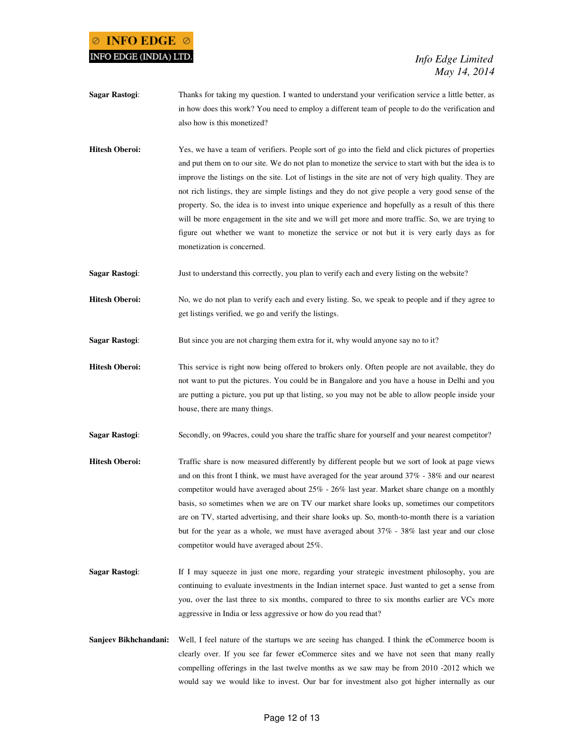**Sagar Rastogi**: Thanks for taking my question. I wanted to understand your verification service a little better, as in how does this work? You need to employ a different team of people to do the verification and also how is this monetized?

**Hitesh Oberoi:** Yes, we have a team of verifiers. People sort of go into the field and click pictures of properties and put them on to our site. We do not plan to monetize the service to start with but the idea is to improve the listings on the site. Lot of listings in the site are not of very high quality. They are not rich listings, they are simple listings and they do not give people a very good sense of the property. So, the idea is to invest into unique experience and hopefully as a result of this there will be more engagement in the site and we will get more and more traffic. So, we are trying to figure out whether we want to monetize the service or not but it is very early days as for monetization is concerned.

**Sagar Rastogi**: Just to understand this correctly, you plan to verify each and every listing on the website?

**Hitesh Oberoi:** No, we do not plan to verify each and every listing. So, we speak to people and if they agree to get listings verified, we go and verify the listings.

**Sagar Rastogi**: But since you are not charging them extra for it, why would anyone say no to it?

**Hitesh Oberoi:** This service is right now being offered to brokers only. Often people are not available, they do not want to put the pictures. You could be in Bangalore and you have a house in Delhi and you are putting a picture, you put up that listing, so you may not be able to allow people inside your house, there are many things.

**Sagar Rastogi**: Secondly, on 99acres, could you share the traffic share for yourself and your nearest competitor?

**Hitesh Oberoi:** Traffic share is now measured differently by different people but we sort of look at page views and on this front I think, we must have averaged for the year around 37% - 38% and our nearest competitor would have averaged about 25% - 26% last year. Market share change on a monthly basis, so sometimes when we are on TV our market share looks up, sometimes our competitors are on TV, started advertising, and their share looks up. So, month-to-month there is a variation but for the year as a whole, we must have averaged about 37% - 38% last year and our close competitor would have averaged about 25%.

**Sagar Rastogi**: If I may squeeze in just one more, regarding your strategic investment philosophy, you are continuing to evaluate investments in the Indian internet space. Just wanted to get a sense from you, over the last three to six months, compared to three to six months earlier are VCs more aggressive in India or less aggressive or how do you read that?

**Sanjeev Bikhchandani:** Well, I feel nature of the startups we are seeing has changed. I think the eCommerce boom is clearly over. If you see far fewer eCommerce sites and we have not seen that many really compelling offerings in the last twelve months as we saw may be from 2010 -2012 which we would say we would like to invest. Our bar for investment also got higher internally as our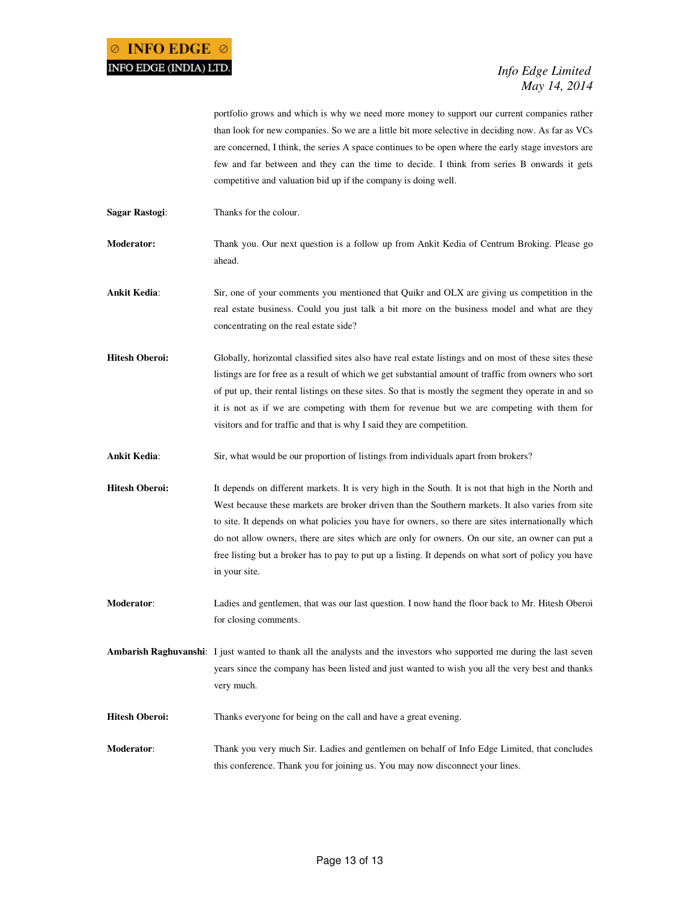portfolio grows and which is why we need more money to support our current companies rather than look for new companies. So we are a little bit more selective in deciding now. As far as VCs are concerned, I think, the series A space continues to be open where the early stage investors are few and far between and they can the time to decide. I think from series B onwards it gets competitive and valuation bid up if the company is doing well.

**Sagar Rastogi**: Thanks for the colour.

**Moderator:** Thank you. Our next question is a follow up from Ankit Kedia of Centrum Broking. Please go ahead.

**Ankit Kedia**: Sir, one of your comments you mentioned that Quikr and OLX are giving us competition in the real estate business. Could you just talk a bit more on the business model and what are they concentrating on the real estate side?

**Hitesh Oberoi:** Globally, horizontal classified sites also have real estate listings and on most of these sites these listings are for free as a result of which we get substantial amount of traffic from owners who sort of put up, their rental listings on these sites. So that is mostly the segment they operate in and so it is not as if we are competing with them for revenue but we are competing with them for visitors and for traffic and that is why I said they are competition.

**Ankit Kedia**: Sir, what would be our proportion of listings from individuals apart from brokers?

**Hitesh Oberoi:** It depends on different markets. It is very high in the South. It is not that high in the North and West because these markets are broker driven than the Southern markets. It also varies from site to site. It depends on what policies you have for owners, so there are sites internationally which do not allow owners, there are sites which are only for owners. On our site, an owner can put a free listing but a broker has to pay to put up a listing. It depends on what sort of policy you have in your site.

**Moderator**: Ladies and gentlemen, that was our last question. I now hand the floor back to Mr. Hitesh Oberoi for closing comments.

**Ambarish Raghuvanshi**: I just wanted to thank all the analysts and the investors who supported me during the last seven years since the company has been listed and just wanted to wish you all the very best and thanks very much.

**Hitesh Oberoi:** Thanks everyone for being on the call and have a great evening.

**Moderator**: Thank you very much Sir. Ladies and gentlemen on behalf of Info Edge Limited, that concludes this conference. Thank you for joining us. You may now disconnect your lines.